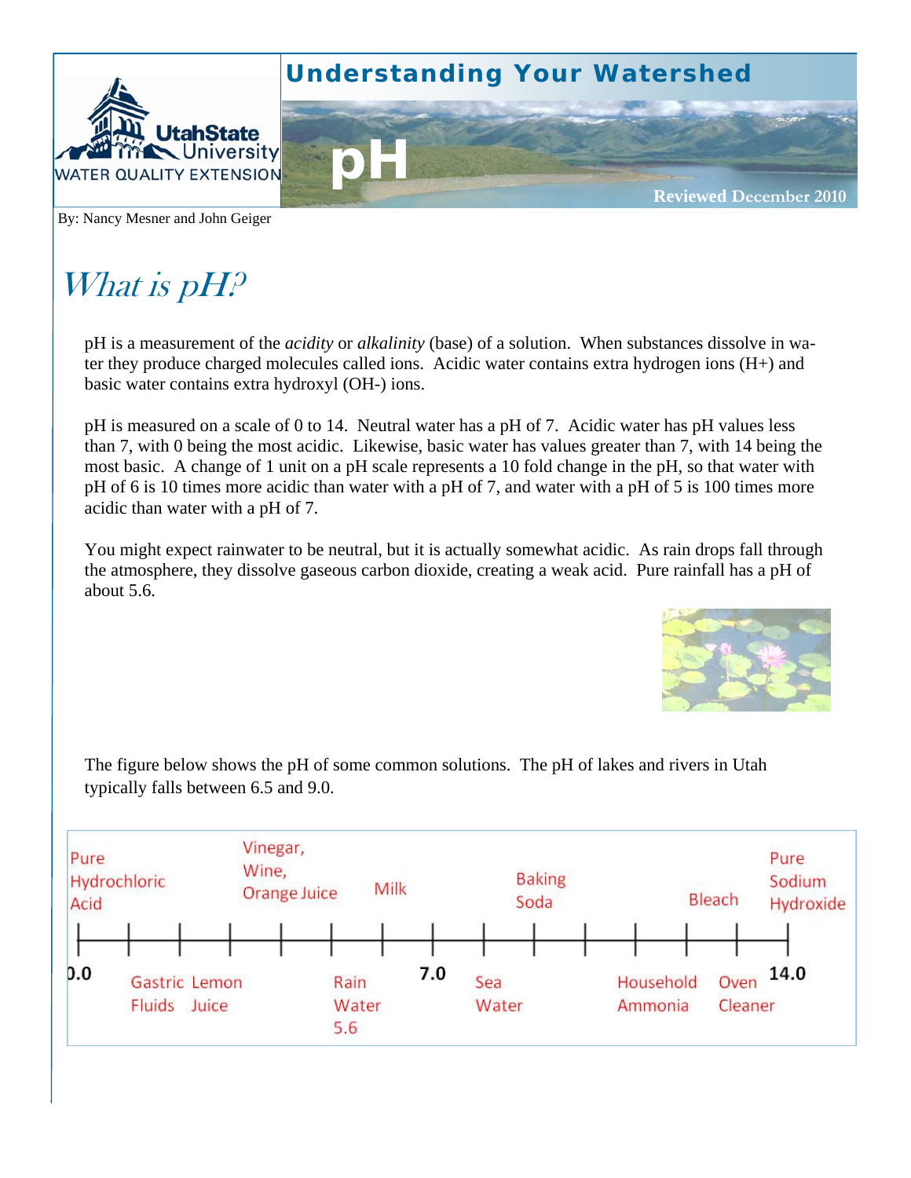Understanding Your Watershed

UtahState University WATER QUALITY EXTENSION

# pH

Reviewed December 2010

By: Nancy Mesner and John Geiger

## What is pH?

pH is a measurement of the *acidity* or *alkalinity* (base) of a solution. When substances dissolve in water they produce charged molecules called ions. Acidic water contains extra hydrogen ions (H+) and basic water contains extra hydroxyl (OH-) ions.

pH is measured on a scale of 0 to 14. Neutral water has a pH of 7. Acidic water has pH values less than 7, with 0 being the most acidic. Likewise, basic water has values greater than 7, with 14 being the most basic. A change of 1 unit on a pH scale represents a 10 fold change in the pH, so that water with pH of 6 is 10 times more acidic than water with a pH of 7, and water with a pH of 5 is 100 times more acidic than water with a pH of 7.

You might expect rainwater to be neutral, but it is actually somewhat acidic. As rain drops fall through the atmosphere, they dissolve gaseous carbon dioxide, creating a weak acid. Pure rainfall has a pH of about 5.6.

The figure below shows the pH of some common solutions. The pH of lakes and rivers in Utah typically falls between 6.5 and 9.0.

Pure Hydrochloric Acid — 0.0; Gastric Fluids; Lemon Juice; Vinegar, Wine, Orange Juice; Rain Water 5.6; Milk; 7.0; Sea Water; Baking Soda; Household Ammonia; Bleach; Oven Cleaner; Pure Sodium Hydroxide — 14.0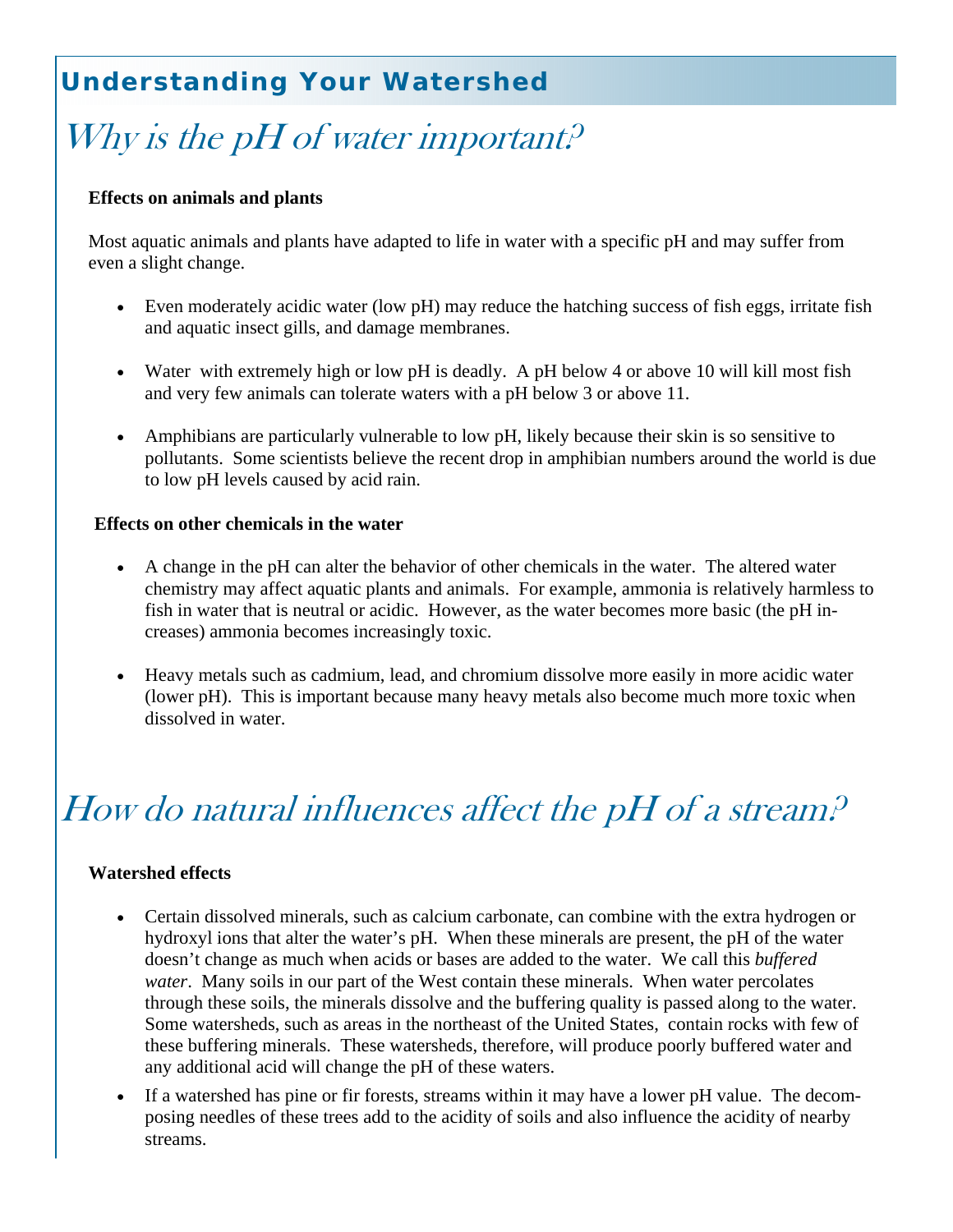## Understanding Your Watershed

# Why is the pH of water important?

**Effects on animals and plants**

Most aquatic animals and plants have adapted to life in water with a specific pH and may suffer from even a slight change.

- Even moderately acidic water (low pH) may reduce the hatching success of fish eggs, irritate fish and aquatic insect gills, and damage membranes.
- Water with extremely high or low pH is deadly. A pH below 4 or above 10 will kill most fish and very few animals can tolerate waters with a pH below 3 or above 11.
- Amphibians are particularly vulnerable to low pH, likely because their skin is so sensitive to pollutants. Some scientists believe the recent drop in amphibian numbers around the world is due to low pH levels caused by acid rain.

**Effects on other chemicals in the water**

- A change in the pH can alter the behavior of other chemicals in the water. The altered water chemistry may affect aquatic plants and animals. For example, ammonia is relatively harmless to fish in water that is neutral or acidic. However, as the water becomes more basic (the pH increases) ammonia becomes increasingly toxic.
- Heavy metals such as cadmium, lead, and chromium dissolve more easily in more acidic water (lower pH). This is important because many heavy metals also become much more toxic when dissolved in water.

# How do natural influences affect the pH of a stream?

**Watershed effects**

- Certain dissolved minerals, such as calcium carbonate, can combine with the extra hydrogen or hydroxyl ions that alter the water's pH. When these minerals are present, the pH of the water doesn't change as much when acids or bases are added to the water. We call this *buffered water*. Many soils in our part of the West contain these minerals. When water percolates through these soils, the minerals dissolve and the buffering quality is passed along to the water. Some watersheds, such as areas in the northeast of the United States, contain rocks with few of these buffering minerals. These watersheds, therefore, will produce poorly buffered water and any additional acid will change the pH of these waters.
- If a watershed has pine or fir forests, streams within it may have a lower pH value. The decomposing needles of these trees add to the acidity of soils and also influence the acidity of nearby streams.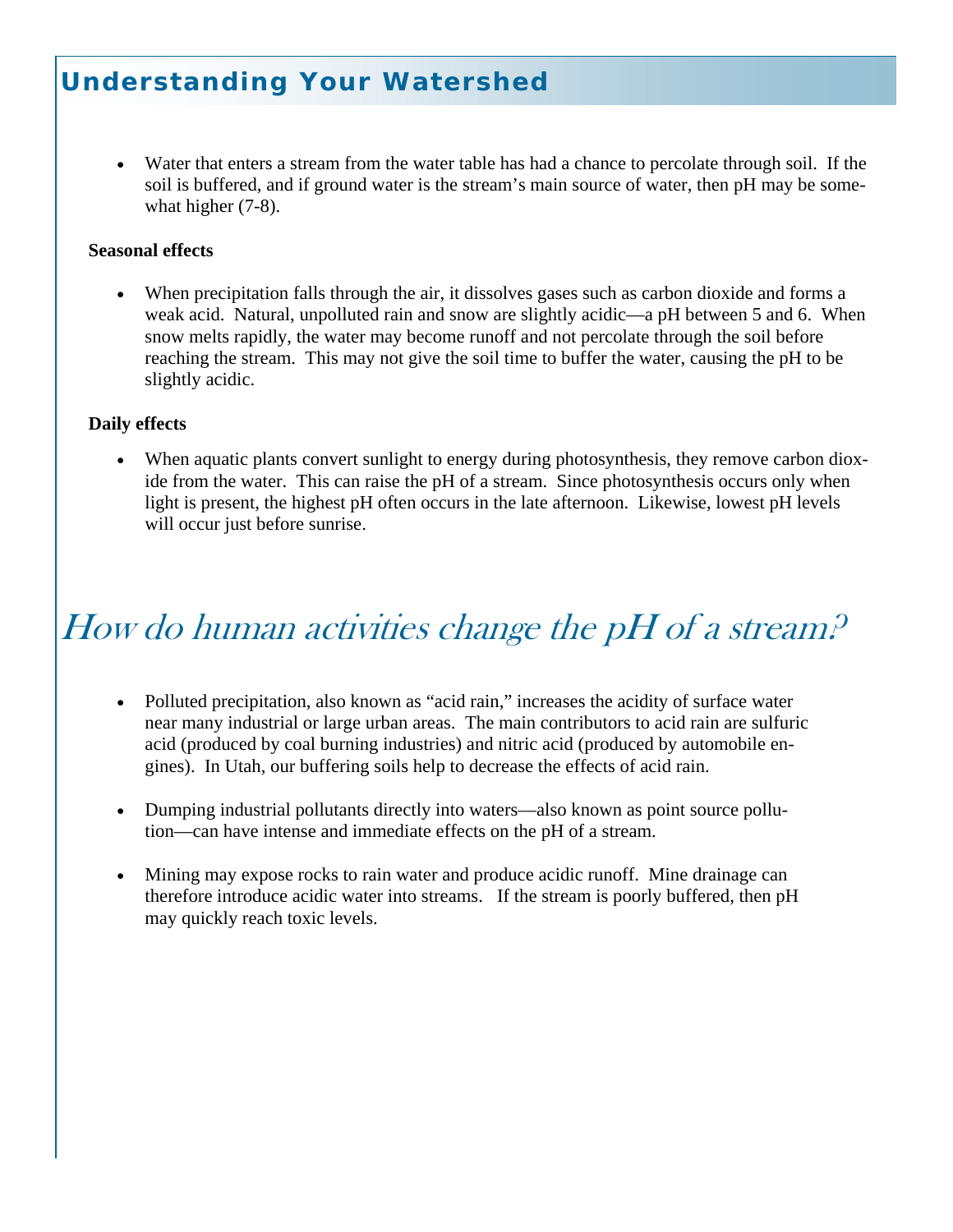- Water that enters a stream from the water table has had a chance to percolate through soil. If the soil is buffered, and if ground water is the stream's main source of water, then pH may be somewhat higher (7-8).

**Seasonal effects**

- When precipitation falls through the air, it dissolves gases such as carbon dioxide and forms a weak acid. Natural, unpolluted rain and snow are slightly acidic—a pH between 5 and 6. When snow melts rapidly, the water may become runoff and not percolate through the soil before reaching the stream. This may not give the soil time to buffer the water, causing the pH to be slightly acidic.

**Daily effects**

- When aquatic plants convert sunlight to energy during photosynthesis, they remove carbon dioxide from the water. This can raise the pH of a stream. Since photosynthesis occurs only when light is present, the highest pH often occurs in the late afternoon. Likewise, lowest pH levels will occur just before sunrise.

# *How do human activities change the pH of a stream?*

- Polluted precipitation, also known as "acid rain," increases the acidity of surface water near many industrial or large urban areas. The main contributors to acid rain are sulfuric acid (produced by coal burning industries) and nitric acid (produced by automobile engines). In Utah, our buffering soils help to decrease the effects of acid rain.

- Dumping industrial pollutants directly into waters—also known as point source pollution—can have intense and immediate effects on the pH of a stream.

- Mining may expose rocks to rain water and produce acidic runoff. Mine drainage can therefore introduce acidic water into streams. If the stream is poorly buffered, then pH may quickly reach toxic levels.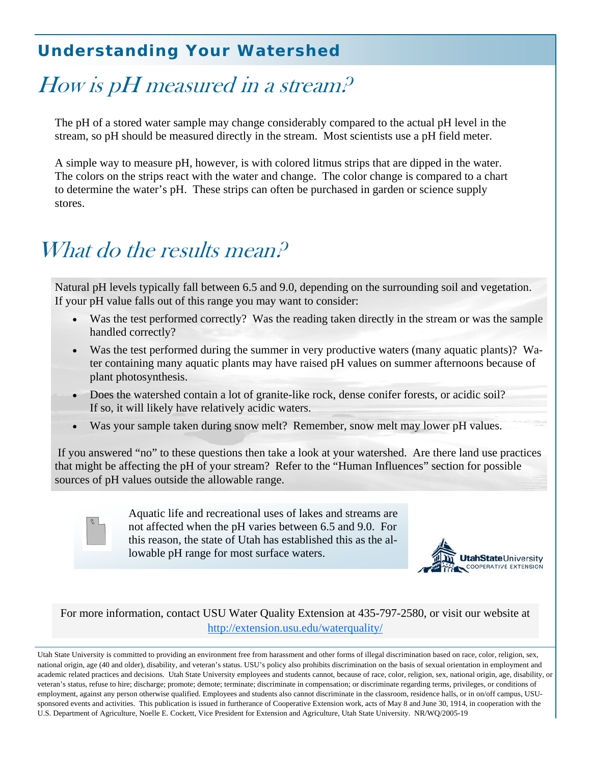## Understanding Your Watershed

# How is pH measured in a stream?

The pH of a stored water sample may change considerably compared to the actual pH level in the stream, so pH should be measured directly in the stream. Most scientists use a pH field meter.

A simple way to measure pH, however, is with colored litmus strips that are dipped in the water. The colors on the strips react with the water and change. The color change is compared to a chart to determine the water's pH. These strips can often be purchased in garden or science supply stores.

# What do the results mean?

Natural pH levels typically fall between 6.5 and 9.0, depending on the surrounding soil and vegetation. If your pH value falls out of this range you may want to consider:

- Was the test performed correctly? Was the reading taken directly in the stream or was the sample handled correctly?
- Was the test performed during the summer in very productive waters (many aquatic plants)? Water containing many aquatic plants may have raised pH values on summer afternoons because of plant photosynthesis.
- Does the watershed contain a lot of granite-like rock, dense conifer forests, or acidic soil? If so, it will likely have relatively acidic waters.
- Was your sample taken during snow melt? Remember, snow melt may lower pH values.

If you answered "no" to these questions then take a look at your watershed. Are there land use practices that might be affecting the pH of your stream? Refer to the "Human Influences" section for possible sources of pH values outside the allowable range.

Aquatic life and recreational uses of lakes and streams are not affected when the pH varies between 6.5 and 9.0. For this reason, the state of Utah has established this as the allowable pH range for most surface waters.

UtahStateUniversity
COOPERATIVE EXTENSION

For more information, contact USU Water Quality Extension at 435-797-2580, or visit our website at http://extension.usu.edu/waterquality/

Utah State University is committed to providing an environment free from harassment and other forms of illegal discrimination based on race, color, religion, sex, national origin, age (40 and older), disability, and veteran's status. USU's policy also prohibits discrimination on the basis of sexual orientation in employment and academic related practices and decisions. Utah State University employees and students cannot, because of race, color, religion, sex, national origin, age, disability, or veteran's status, refuse to hire; discharge; promote; demote; terminate; discriminate in compensation; or discriminate regarding terms, privileges, or conditions of employment, against any person otherwise qualified. Employees and students also cannot discriminate in the classroom, residence halls, or in on/off campus, USU-sponsored events and activities. This publication is issued in furtherance of Cooperative Extension work, acts of May 8 and June 30, 1914, in cooperation with the U.S. Department of Agriculture, Noelle E. Cockett, Vice President for Extension and Agriculture, Utah State University. NR/WQ/2005-19